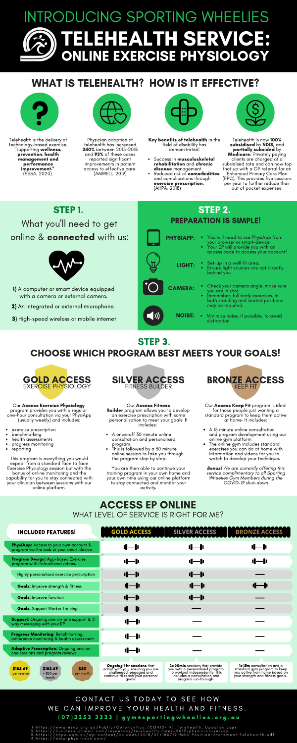# INTRODUCING SPORTING WHEELIES

# TELEHEALTH SERVICE: ONLINE EXERCISE PHYSIOLOGY

## WHAT IS TELEHEALTH? HOW IS IT EFFECTIVE?

Telehealth is the delivery of technology-based exercise, "supporting **wellness, prevention, health management and performance improvement**." (ESSA, 2020)

Physician adoption of telehealth has increased **340%** between 2015-2018 and **93%** of these cases reported significant improvements in patient access to effective care. (AMWELL, 2019)

**Key benefits of telehealth** in the field of disability has demonstrated:

- Success in **musculoskeletal rehabilitation** and **chronic disease** management
- Reduced risk of **comorbidities** and complications through **exercise prescription.** (AHPA, 2018)

Telehealth is now **100% subsidised** by **NDIS,** and **partially subsided** by **Medicare**. Privately paying clients are charged at a subsidised rate and can now top that up with a GP referral for an Enhanced Primary Care Plan (EPC). This provides five sessions per year to further reduce their out of pocket expenses.

## STEP 1.

### What you'll need to get online & **connected** with us:

1) A computer or smart device equipped with a camera or external camera.
2) An integrated or external microphone.
3) High-speed wireless or mobile internet

## STEP 2.

### PREPARATION IS SIMPLE!

**PHYSIAPP:**
- You will need to use PhysiApp from your browser or smart-device.
- Your EP will provide you with an access code to access your account!

**LIGHT:**
- Set-up in a well-lit area.
- Ensure light sources are not directly behind you.

**CAMERA:**
- Check your camera angle, make sure you are in shot.
- Remember, full body exercises, in both standing and seated positions may be required.

**NOISE:**
- Minimise noise, if possible, to avoid distraction.

## STEP 3.

### CHOOSE WHICH PROGRAM BEST MEETS YOUR GOALS!

**GOLD ACCESS** EXERCISE PHYSIOLOGY

Our **Access Exercise Physiology** program provides you with a regular one-hour consultation via your PhysiApp (usually weekly) and includes:

- exercise prescription
- benchmarking
- health assessments
- progress monitoring
- reporting

This program is everything you would expect from a standard face to face Exercise Physiology session but with the bonus of online monitoring and the capability for you to stay connected with your clinician between sessions with our online platform.

**SILVER ACCESS** FITNESS BUILDER

Our **Access Fitness Builder** program allows you to develop an exercise prescription with some personalisation to meet your goals. It includes:

- A once-off 30 minute online consultation and personalised program.
- This is followed by a 30 minute online session to take you through the program step by step.

You are then able to continue your training program in your own home and your own time using our online platform to stay connected and monitor your activity.

**BRONZE ACCESS** KEEP FIT

Our **Access Keep Fit** program is ideal for those people just wanting a standard program to keep them active at home. It includes:

- A 15 minute online consultation and program development using our online gym platform.
- The online gym includes standard exercises you can do at home with information and videos for you to watch to develop your technique.

***Bonus!*** *We are currently offering this service complimentary to all Sporting Wheelies Gym Members during the COVID-19 shut-down*

## ACCESS EP ONLINE

### WHAT LEVEL OF SERVICE IS RIGHT FOR ME?

| INCLUDED FEATURES! | GOLD ACCESS | SILVER ACCESS | BRONZE ACCESS |
|---|---|---|---|
| **PhysiApp:** Access to your own account & program via the web or your smart-device | ✓ | ✓ | ✓ |
| **Program Design:** App-based Exercise program with instructional videos. | ✓ | ✓ | ✓ |
| Highly personalised exercise prescription | ✓ | ✓ | — |
| **Goals:** Improve strength & fitness | ✓ | ✓ | ✓ |
| **Goals:** Improve function | ✓ | ✓ | — |
| **Goals:** Support Worker Training | ✓ | — | — |
| **Support:** Ongoing one-on-one support & 2-way messaging with your EP | ✓ | — | — |
| **Progress Monitoring:** Benchmarking, adherence monitoring & health assessment | ✓ | — | — |
| **Adaptive Prescription:** Ongoing one-on-one sessions and program reviews. | ✓ | — | — |
| $163.69 per session / $163.69 + $50 per month / $50 per month | **Ongoing 1-hr sessions** that adapt with you, ensuring you are challenged, engaged and continue to reach your personal goals. | **2x 30min** sessions that provide you with a personalised program to workout independently. This includes a consultation and program run-through. | **1x 15m** consultation and a standard gym program to keep you active from home based on your strength and fitness goals. |

CONTACT US TODAY TO SEE HOW WE CAN IMPROVE YOUR HEALTH AND FITNESS.

**(07)3253 3333 | gymesportingwheelies.org.au**

1. https://www.essa.org.au/Public/Coronavirus_(COVID-19)_Telehealth_Updates.aspx
2. https://business.amwell.com/resources/telehealth-index-2019-physician-survey
3. https://ahpa.com.au/wp-content/uploads/2018/07/180719-MBS-Position-Statement-Telehealth.pdf
4. https://www.physitrack.com/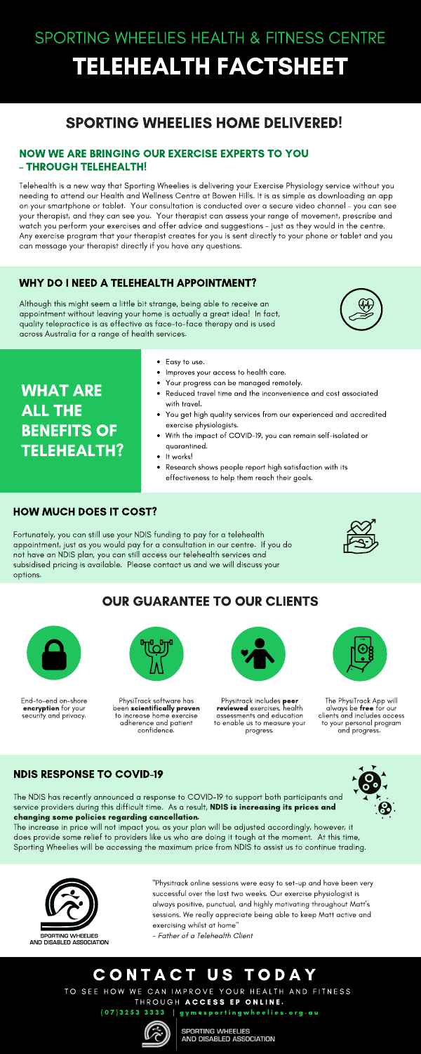SPORTING WHEELIES HEALTH & FITNESS CENTRE

# TELEHEALTH FACTSHEET

## SPORTING WHEELIES HOME DELIVERED!

### NOW WE ARE BRINGING OUR EXERCISE EXPERTS TO YOU - THROUGH TELEHEALTH!

Telehealth is a new way that Sporting Wheelies is delivering your Exercise Physiology service without you needing to attend our Health and Wellness Centre at Bowen Hills. It is as simple as downloading an app on your smartphone or tablet. Your consultation is conducted over a secure video channel - you can see your therapist, and they can see you. Your therapist can assess your range of movement, prescribe and watch you perform your exercises and offer advice and suggestions - just as they would in the centre. Any exercise program that your therapist creates for you is sent directly to your phone or tablet and you can message your therapist directly if you have any questions.

### WHY DO I NEED A TELEHEALTH APPOINTMENT?

Although this might seem a little bit strange, being able to receive an appointment without leaving your home is actually a great idea! In fact, quality telepractice is as effective as face-to-face therapy and is used across Australia for a range of health services.

### WHAT ARE ALL THE BENEFITS OF TELEHEALTH?

- Easy to use.
- Improves your access to health care.
- Your progress can be managed remotely.
- Reduced travel time and the inconvenience and cost associated with travel.
- You get high quality services from our experienced and accredited exercise physiologists.
- With the impact of COVID-19, you can remain self-isolated or quarantined.
- It works!
- Research shows people report high satisfaction with its effectiveness to help them reach their goals.

### HOW MUCH DOES IT COST?

Fortunately, you can still use your NDIS funding to pay for a telehealth appointment, just as you would pay for a consultation in our centre. If you do not have an NDIS plan, you can still access our telehealth services and subsidised pricing is available. Please contact us and we will discuss your options.

## OUR GUARANTEE TO OUR CLIENTS

End-to-end on-shore **encryption** for your security and privacy.

PhysiTrack software has been **scientifically proven** to increase home exercise adherence and patient confidence.

Physitrack includes **peer reviewed** exercises, health assessments and education to enable us to measure your progress.

The PhysiTrack App will always be **free** for our clients and includes access to your personal program and progress.

### NDIS RESPONSE TO COVID-19

The NDIS has recently announced a response to COVID-19 to support both participants and service providers during this difficult time. As a result, **NDIS is increasing its prices and changing some policies regarding cancellation.**

The increase in price will not impact you, as your plan will be adjusted accordingly, however, it does provide some relief to providers like us who are doing it tough at the moment. At this time, Sporting Wheelies will be accessing the maximum price from NDIS to assist us to continue trading.

SPORTING WHEELIES AND DISABLED ASSOCIATION

"Physitrack online sessions were easy to set-up and have been very successful over the last two weeks. Our exercise physiologist is always positive, punctual, and highly motivating throughout Matt's sessions. We really appreciate being able to keep Matt active and exercising whilst at home"

*- Father of a Telehealth Client*

## CONTACT US TODAY

TO SEE HOW WE CAN IMPROVE YOUR HEALTH AND FITNESS THROUGH **ACCESS EP ONLINE.**

(07)3253 3333 | gym@sportingwheelies.org.au

SPORTING WHEELIES AND DISABLED ASSOCIATION